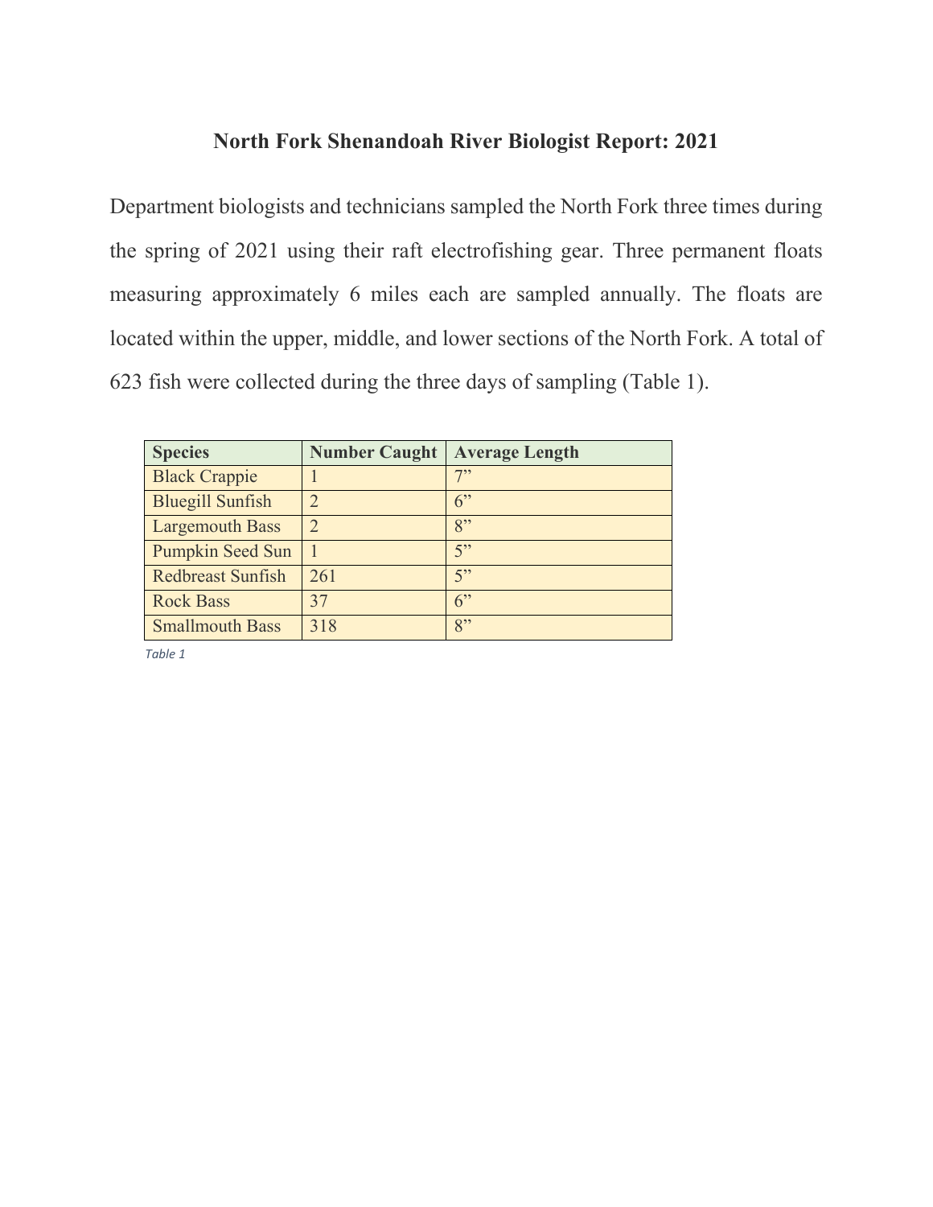# North Fork Shenandoah River Biologist Report: 2021

Department biologists and technicians sampled the North Fork three times during the spring of 2021 using their raft electrofishing gear. Three permanent floats measuring approximately 6 miles each are sampled annually. The floats are located within the upper, middle, and lower sections of the North Fork. A total of 623 fish were collected during the three days of sampling (Table 1).

| Species | Number Caught | Average Length |
|---|---|---|
| Black Crappie | 1 | 7” |
| Bluegill Sunfish | 2 | 6” |
| Largemouth Bass | 2 | 8” |
| Pumpkin Seed Sun | 1 | 5” |
| Redbreast Sunfish | 261 | 5” |
| Rock Bass | 37 | 6” |
| Smallmouth Bass | 318 | 8” |

*Table 1*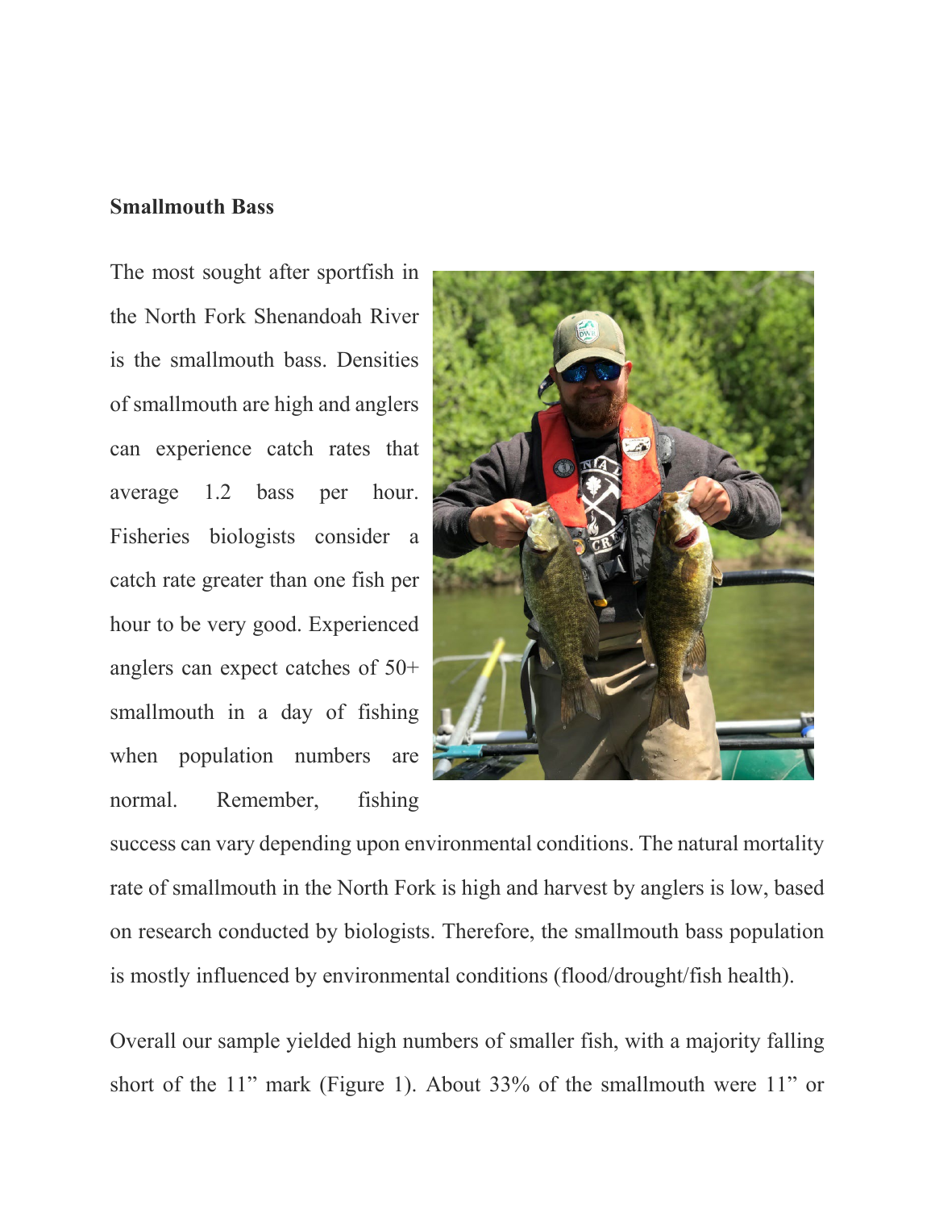**Smallmouth Bass**

The most sought after sportfish in the North Fork Shenandoah River is the smallmouth bass. Densities of smallmouth are high and anglers can experience catch rates that average 1.2 bass per hour. Fisheries biologists consider a catch rate greater than one fish per hour to be very good. Experienced anglers can expect catches of 50+ smallmouth in a day of fishing when population numbers are normal. Remember, fishing success can vary depending upon environmental conditions. The natural mortality rate of smallmouth in the North Fork is high and harvest by anglers is low, based on research conducted by biologists. Therefore, the smallmouth bass population is mostly influenced by environmental conditions (flood/drought/fish health).

Overall our sample yielded high numbers of smaller fish, with a majority falling short of the 11" mark (Figure 1). About 33% of the smallmouth were 11" or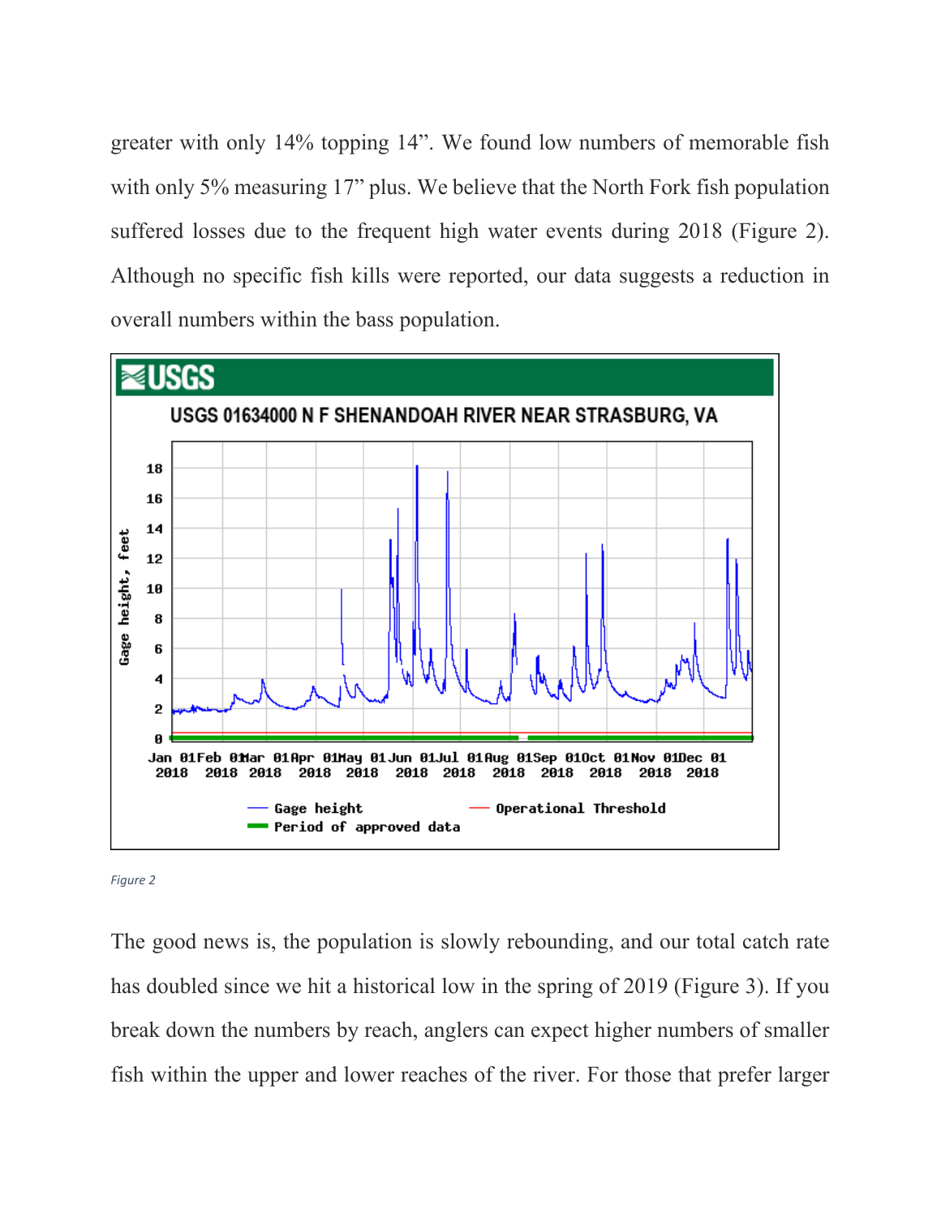greater with only 14% topping 14”. We found low numbers of memorable fish with only 5% measuring 17” plus. We believe that the North Fork fish population suffered losses due to the frequent high water events during 2018 (Figure 2). Although no specific fish kills were reported, our data suggests a reduction in overall numbers within the bass population.

*Figure 2*

The good news is, the population is slowly rebounding, and our total catch rate has doubled since we hit a historical low in the spring of 2019 (Figure 3). If you break down the numbers by reach, anglers can expect higher numbers of smaller fish within the upper and lower reaches of the river. For those that prefer larger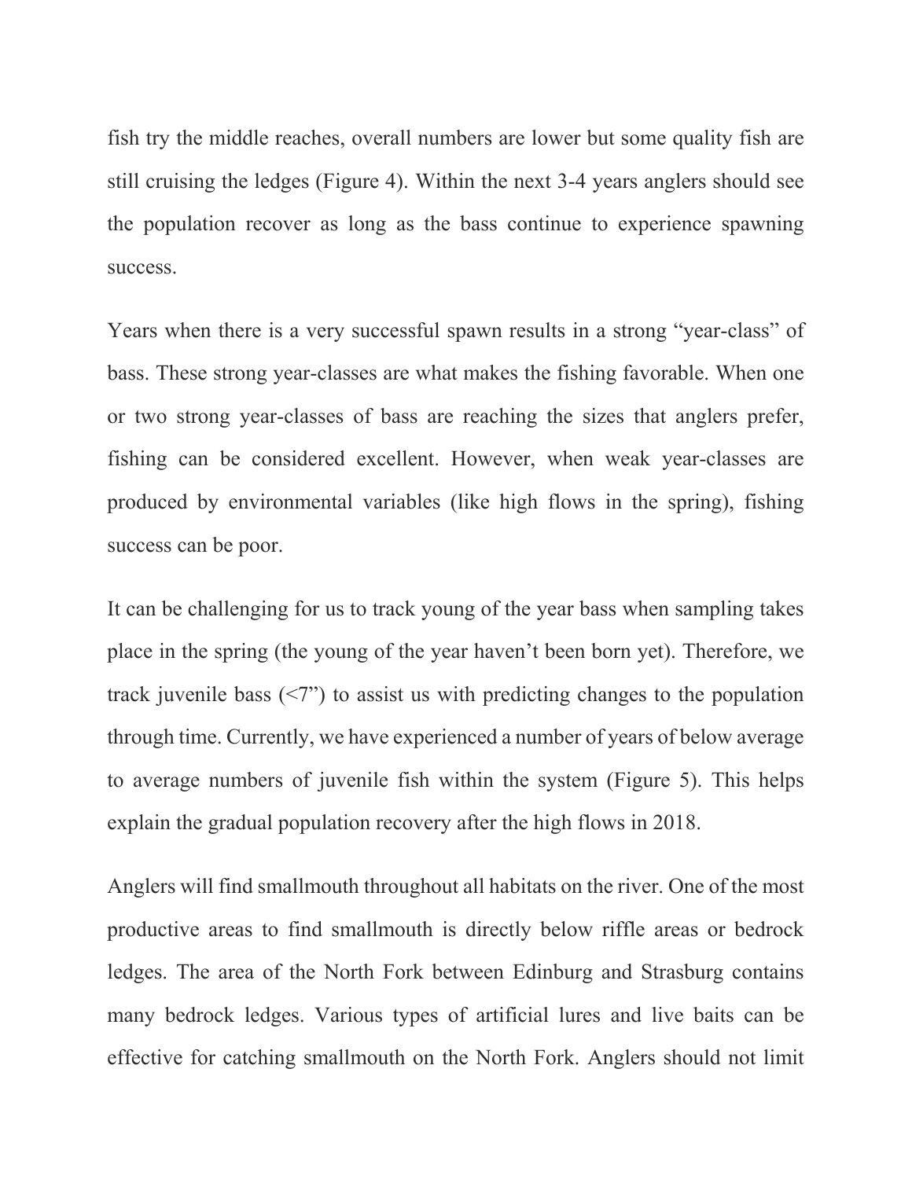fish try the middle reaches, overall numbers are lower but some quality fish are still cruising the ledges (Figure 4). Within the next 3-4 years anglers should see the population recover as long as the bass continue to experience spawning success.

Years when there is a very successful spawn results in a strong “year-class” of bass. These strong year-classes are what makes the fishing favorable. When one or two strong year-classes of bass are reaching the sizes that anglers prefer, fishing can be considered excellent. However, when weak year-classes are produced by environmental variables (like high flows in the spring), fishing success can be poor.

It can be challenging for us to track young of the year bass when sampling takes place in the spring (the young of the year haven’t been born yet). Therefore, we track juvenile bass (<7”) to assist us with predicting changes to the population through time. Currently, we have experienced a number of years of below average to average numbers of juvenile fish within the system (Figure 5). This helps explain the gradual population recovery after the high flows in 2018.

Anglers will find smallmouth throughout all habitats on the river. One of the most productive areas to find smallmouth is directly below riffle areas or bedrock ledges. The area of the North Fork between Edinburg and Strasburg contains many bedrock ledges. Various types of artificial lures and live baits can be effective for catching smallmouth on the North Fork. Anglers should not limit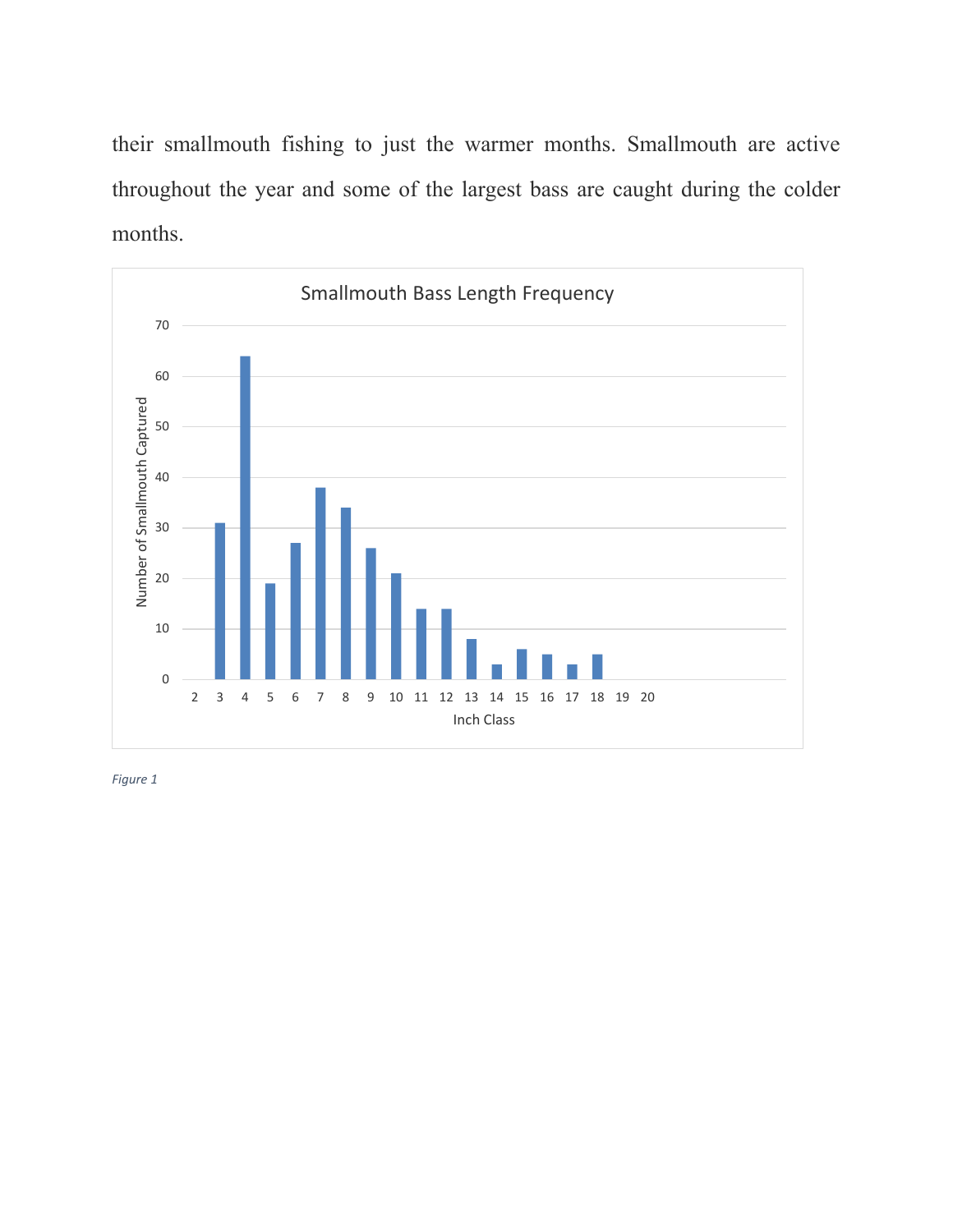their smallmouth fishing to just the warmer months. Smallmouth are active throughout the year and some of the largest bass are caught during the colder months.

**Smallmouth Bass Length Frequency**

| Inch Class | Number of Smallmouth Captured |
| --- | --- |
| 2 | 0 |
| 3 | 31 |
| 4 | 64 |
| 5 | 19 |
| 6 | 27 |
| 7 | 38 |
| 8 | 34 |
| 9 | 26 |
| 10 | 21 |
| 11 | 14 |
| 12 | 14 |
| 13 | 8 |
| 14 | 3 |
| 15 | 6 |
| 16 | 5 |
| 17 | 3 |
| 18 | 5 |
| 19 | 0 |
| 20 | 0 |

*Figure 1*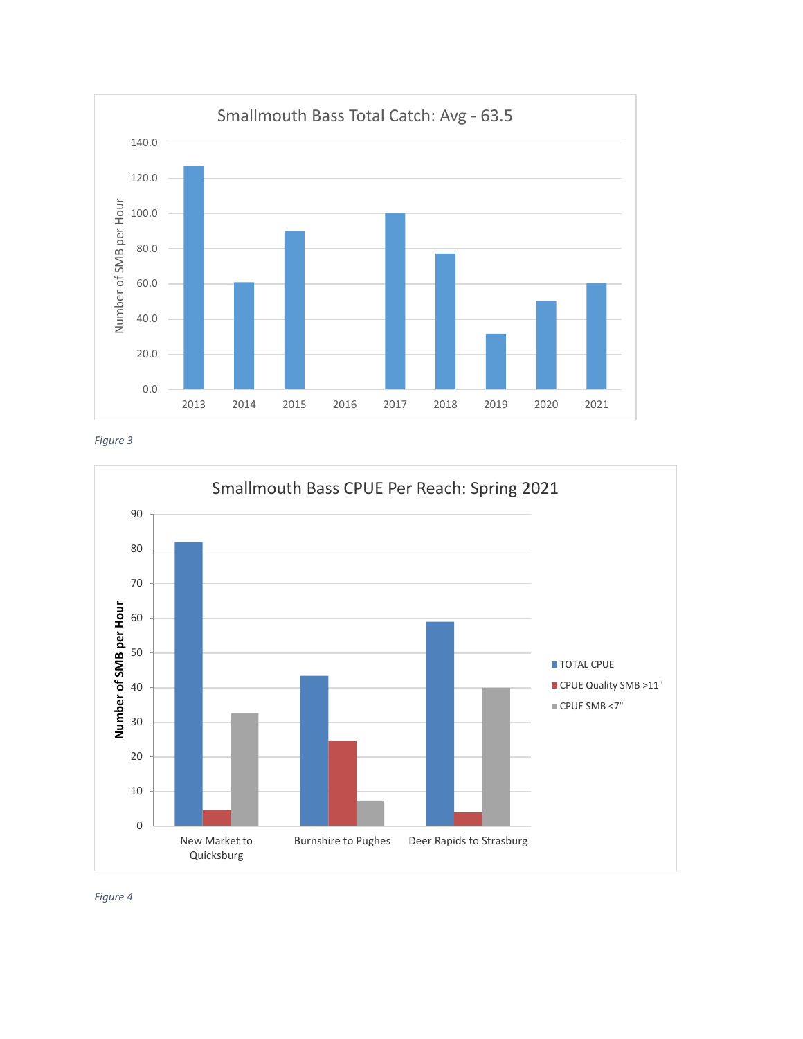Smallmouth Bass Total Catch: Avg - 63.5

*Figure 3*

Smallmouth Bass CPUE Per Reach: Spring 2021

*Figure 4*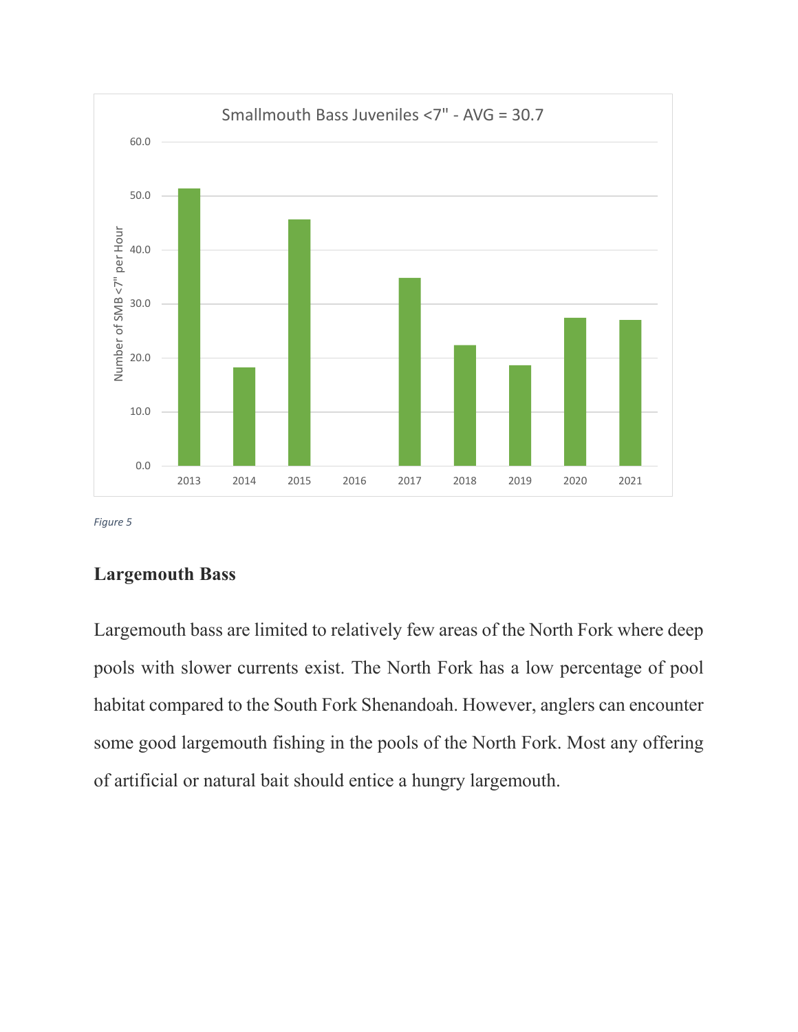Smallmouth Bass Juveniles <7" - AVG = 30.7

Figure 5

**Largemouth Bass**

Largemouth bass are limited to relatively few areas of the North Fork where deep pools with slower currents exist. The North Fork has a low percentage of pool habitat compared to the South Fork Shenandoah. However, anglers can encounter some good largemouth fishing in the pools of the North Fork. Most any offering of artificial or natural bait should entice a hungry largemouth.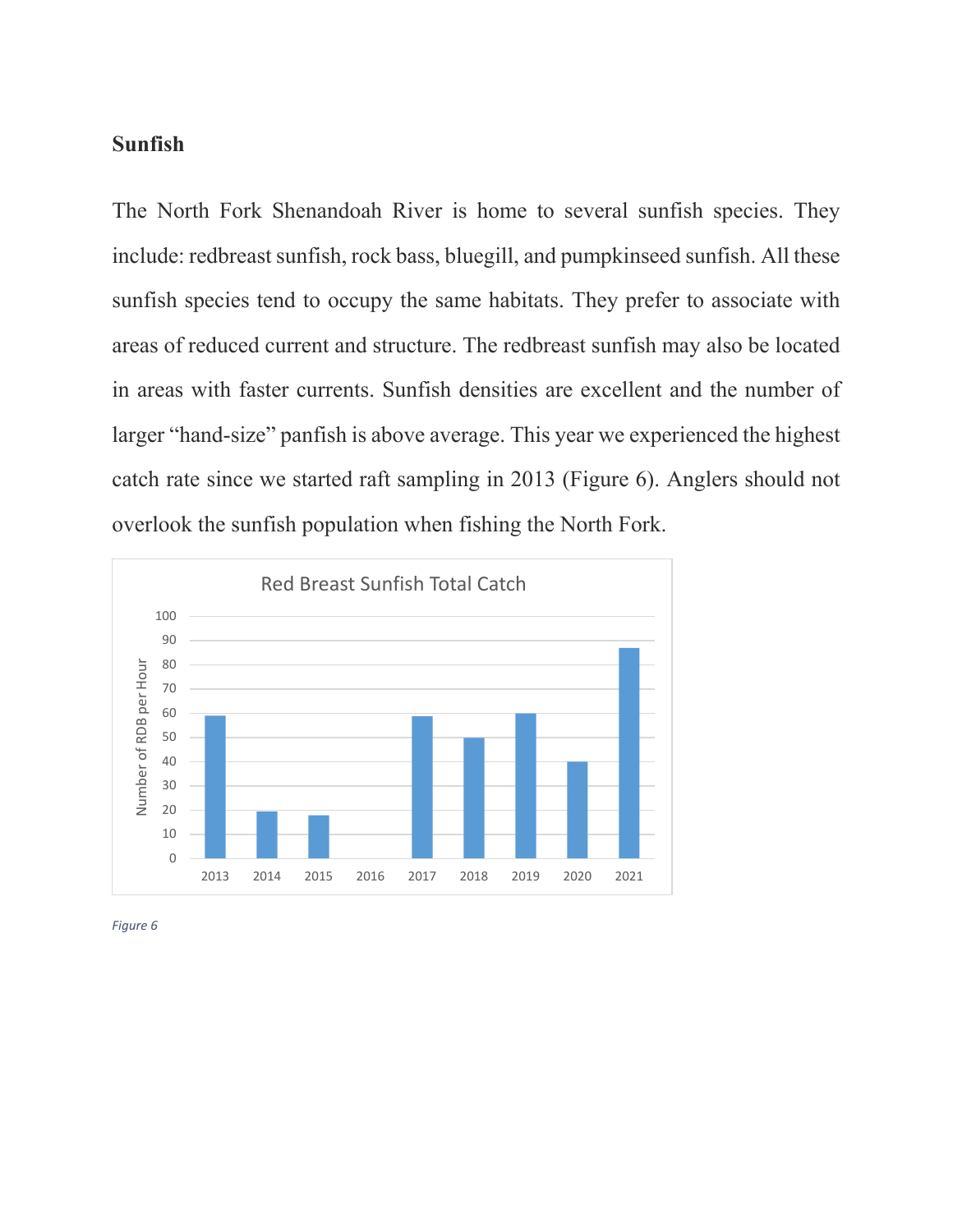## Sunfish

The North Fork Shenandoah River is home to several sunfish species. They include: redbreast sunfish, rock bass, bluegill, and pumpkinseed sunfish. All these sunfish species tend to occupy the same habitats. They prefer to associate with areas of reduced current and structure. The redbreast sunfish may also be located in areas with faster currents. Sunfish densities are excellent and the number of larger "hand-size" panfish is above average. This year we experienced the highest catch rate since we started raft sampling in 2013 (Figure 6). Anglers should not overlook the sunfish population when fishing the North Fork.

*Figure 6*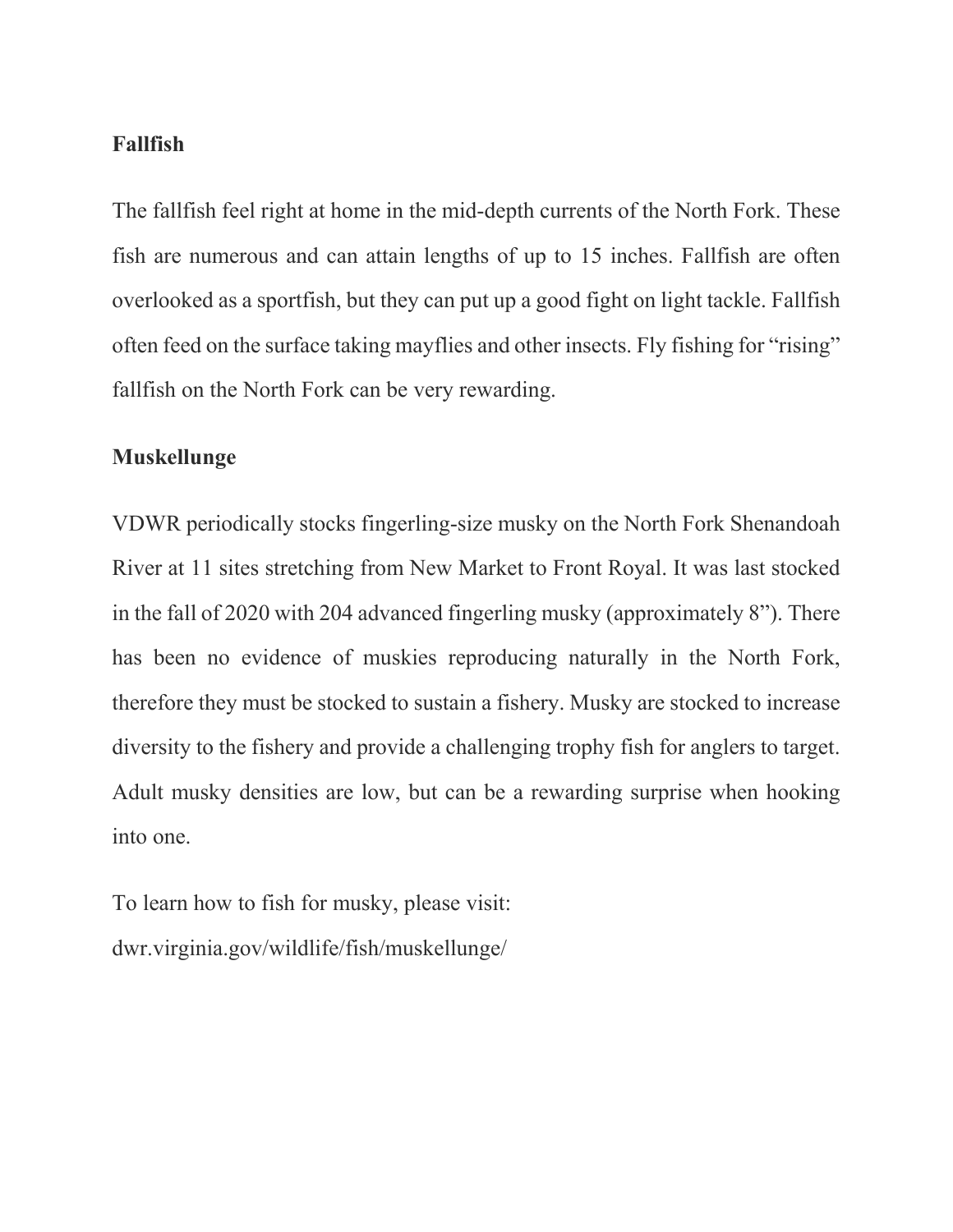**Fallfish**

The fallfish feel right at home in the mid-depth currents of the North Fork. These fish are numerous and can attain lengths of up to 15 inches. Fallfish are often overlooked as a sportfish, but they can put up a good fight on light tackle. Fallfish often feed on the surface taking mayflies and other insects. Fly fishing for "rising" fallfish on the North Fork can be very rewarding.

**Muskellunge**

VDWR periodically stocks fingerling-size musky on the North Fork Shenandoah River at 11 sites stretching from New Market to Front Royal. It was last stocked in the fall of 2020 with 204 advanced fingerling musky (approximately 8"). There has been no evidence of muskies reproducing naturally in the North Fork, therefore they must be stocked to sustain a fishery. Musky are stocked to increase diversity to the fishery and provide a challenging trophy fish for anglers to target. Adult musky densities are low, but can be a rewarding surprise when hooking into one.

To learn how to fish for musky, please visit:
dwr.virginia.gov/wildlife/fish/muskellunge/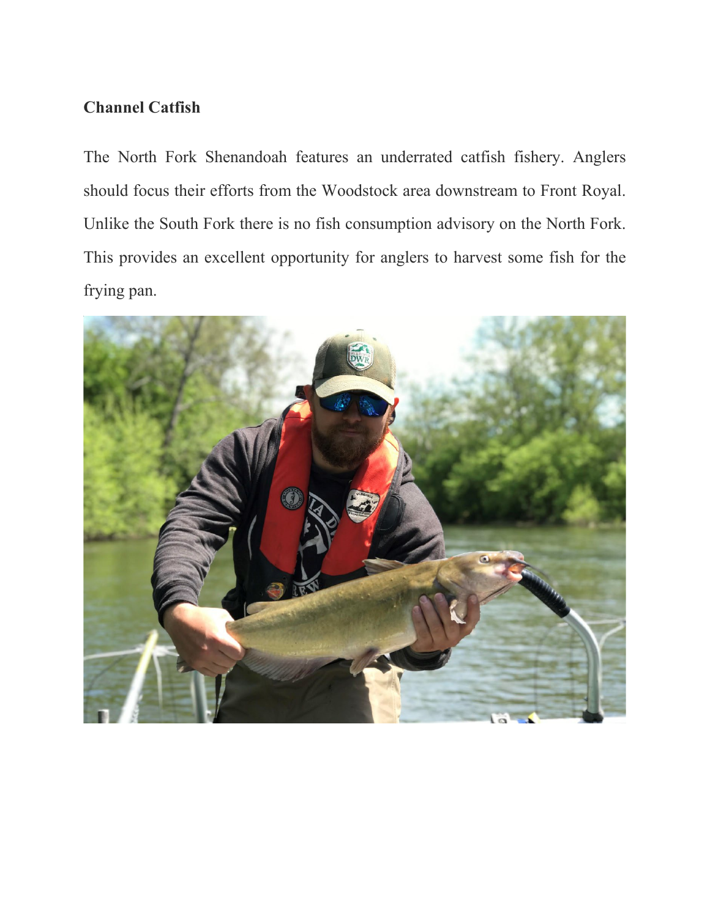**Channel Catfish**

The North Fork Shenandoah features an underrated catfish fishery. Anglers should focus their efforts from the Woodstock area downstream to Front Royal. Unlike the South Fork there is no fish consumption advisory on the North Fork. This provides an excellent opportunity for anglers to harvest some fish for the frying pan.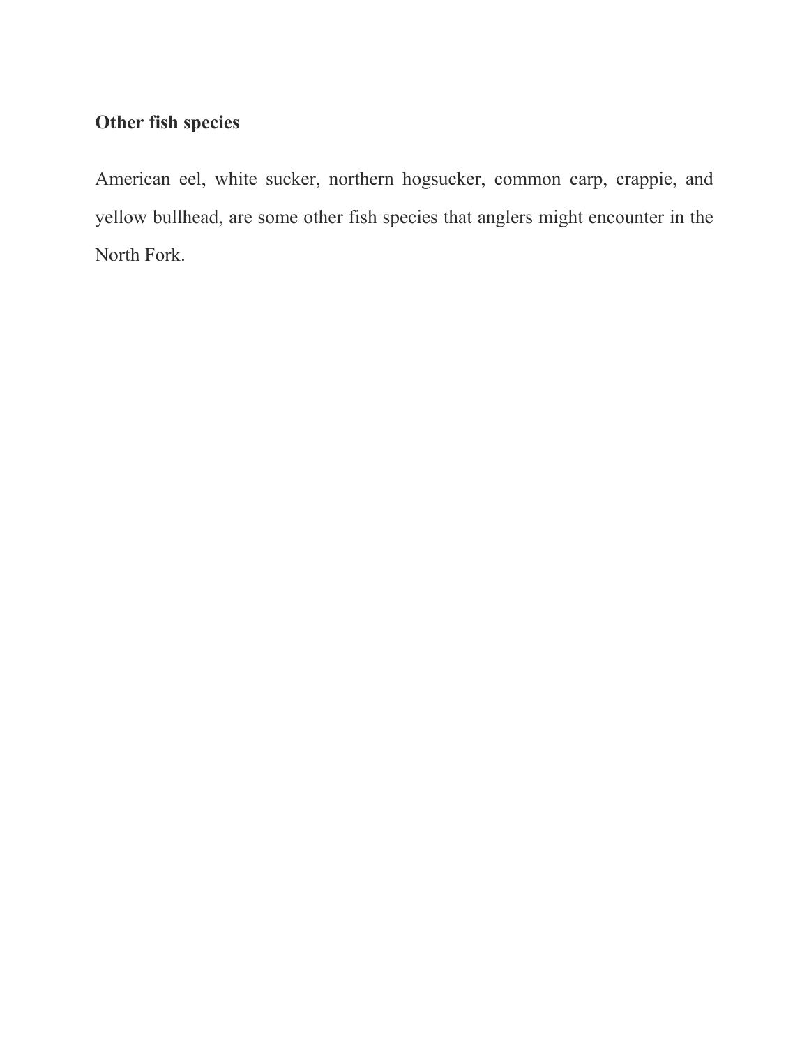**Other fish species**

American eel, white sucker, northern hogsucker, common carp, crappie, and yellow bullhead, are some other fish species that anglers might encounter in the North Fork.